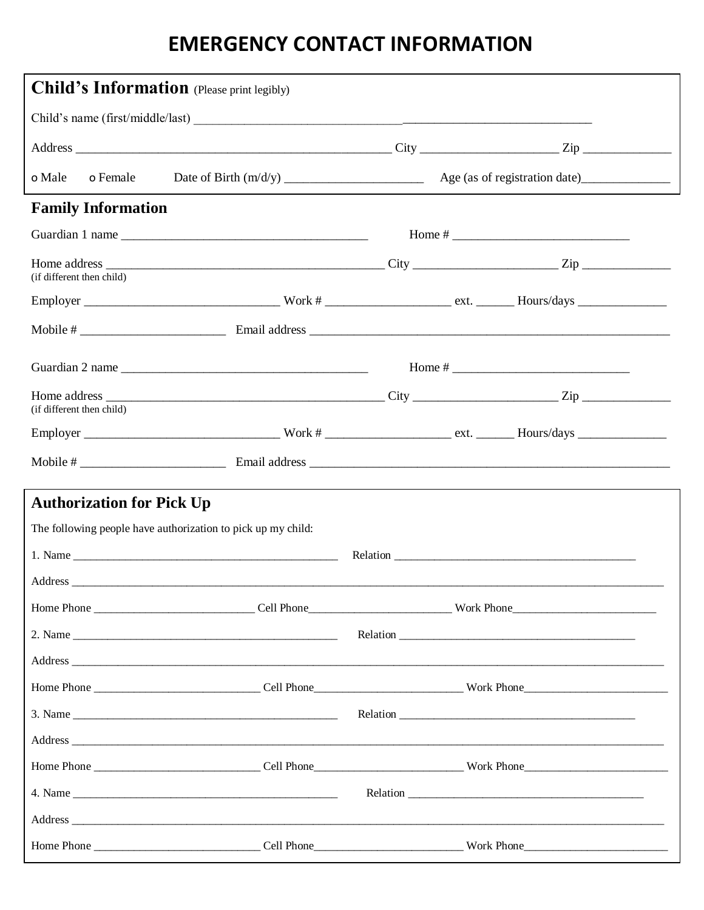# EMERGENCY CONTACT INFORMATION

## Child's Information (Please print legibly)

Child's name (first/middle/last) ___________________________________________________________

Address _______________________________________________ City _____________________ Zip _____________

o Male o Female Date of Birth (m/d/y) _____________________ Age (as of registration date)_____________

## Family Information

Guardian 1 name _____________________________________ Home # ___________________________

Home address ________________________________________ City _____________________ Zip _____________
(if different then child)

Employer ______________________________ Work # __________________ ext. _____ Hours/days _____________

Mobile # ______________________ Email address ______________________________________________________

Guardian 2 name _____________________________________ Home # ___________________________

Home address ________________________________________ City _____________________ Zip _____________
(if different then child)

Employer ______________________________ Work # __________________ ext. _____ Hours/days _____________

Mobile # ______________________ Email address ______________________________________________________

## Authorization for Pick Up

The following people have authorization to pick up my child:

1. Name ___________________________________________ Relation _____________________________________

Address _____________________________________________________________________________________________

Home Phone ___________________________ Cell Phone________________________ Work Phone________________________

2. Name ___________________________________________ Relation _____________________________________

Address _____________________________________________________________________________________________

Home Phone ___________________________ Cell Phone________________________ Work Phone________________________

3. Name ___________________________________________ Relation _____________________________________

Address _____________________________________________________________________________________________

Home Phone ___________________________ Cell Phone________________________ Work Phone________________________

4. Name ___________________________________________ Relation _____________________________________

Address _____________________________________________________________________________________________

Home Phone ___________________________ Cell Phone________________________ Work Phone________________________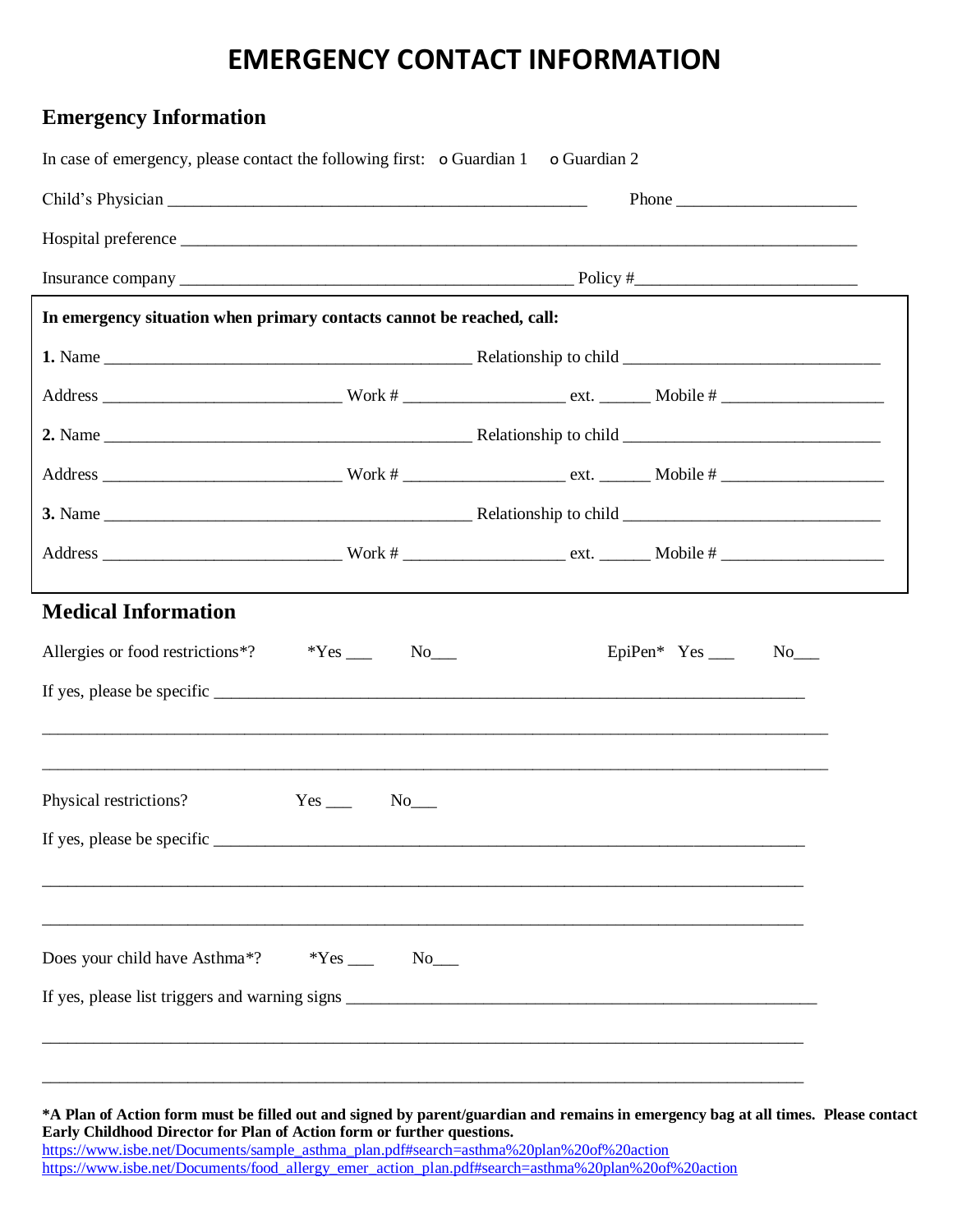# EMERGENCY CONTACT INFORMATION

## Emergency Information

In case of emergency, please contact the following first: o Guardian 1 o Guardian 2

Child's Physician ______________________________________________ Phone ____________________

Hospital preference ___________________________________________________________________________

Insurance company ____________________________________________ Policy #_________________________

**In emergency situation when primary contacts cannot be reached, call:**

**1.** Name _________________________________________ Relationship to child _____________________________

Address ___________________________ Work # __________________ ext. ______ Mobile # __________________

**2.** Name _________________________________________ Relationship to child _____________________________

Address ___________________________ Work # __________________ ext. ______ Mobile # __________________

**3.** Name _________________________________________ Relationship to child _____________________________

Address ___________________________ Work # __________________ ext. ______ Mobile # __________________

## Medical Information

Allergies or food restrictions*? *Yes ___ No___ EpiPen* Yes ___ No___

If yes, please be specific ___________________________________________________________________

_____________________________________________________________________________________

_____________________________________________________________________________________

Physical restrictions? Yes ___ No___

If yes, please be specific ___________________________________________________________________

_____________________________________________________________________________________

_____________________________________________________________________________________

Does your child have Asthma*? *Yes ___ No___

If yes, please list triggers and warning signs _______________________________________________________

_____________________________________________________________________________________

_____________________________________________________________________________________

**\*A Plan of Action form must be filled out and signed by parent/guardian and remains in emergency bag at all times. Please contact Early Childhood Director for Plan of Action form or further questions.**

https://www.isbe.net/Documents/sample_asthma_plan.pdf#search=asthma%20plan%20of%20action

https://www.isbe.net/Documents/food_allergy_emer_action_plan.pdf#search=asthma%20plan%20of%20action